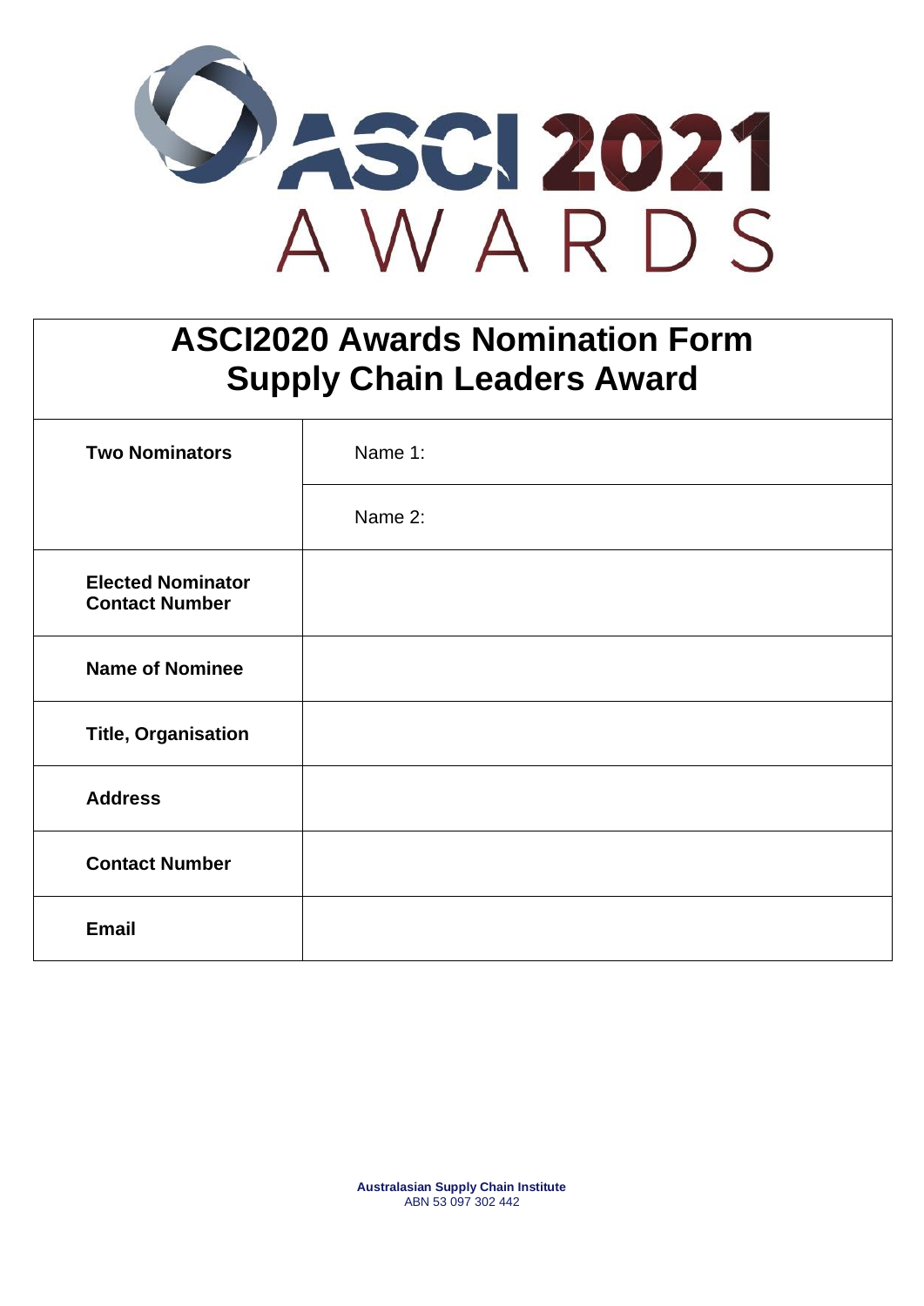# ASCI 2021 AWARDS

## ASCI2020 Awards Nomination Form
## Supply Chain Leaders Award

| | |
|---|---|
| **Two Nominators** | Name 1: |
| | Name 2: |
| **Elected Nominator Contact Number** | |
| **Name of Nominee** | |
| **Title, Organisation** | |
| **Address** | |
| **Contact Number** | |
| **Email** | |

**Australasian Supply Chain Institute**
ABN 53 097 302 442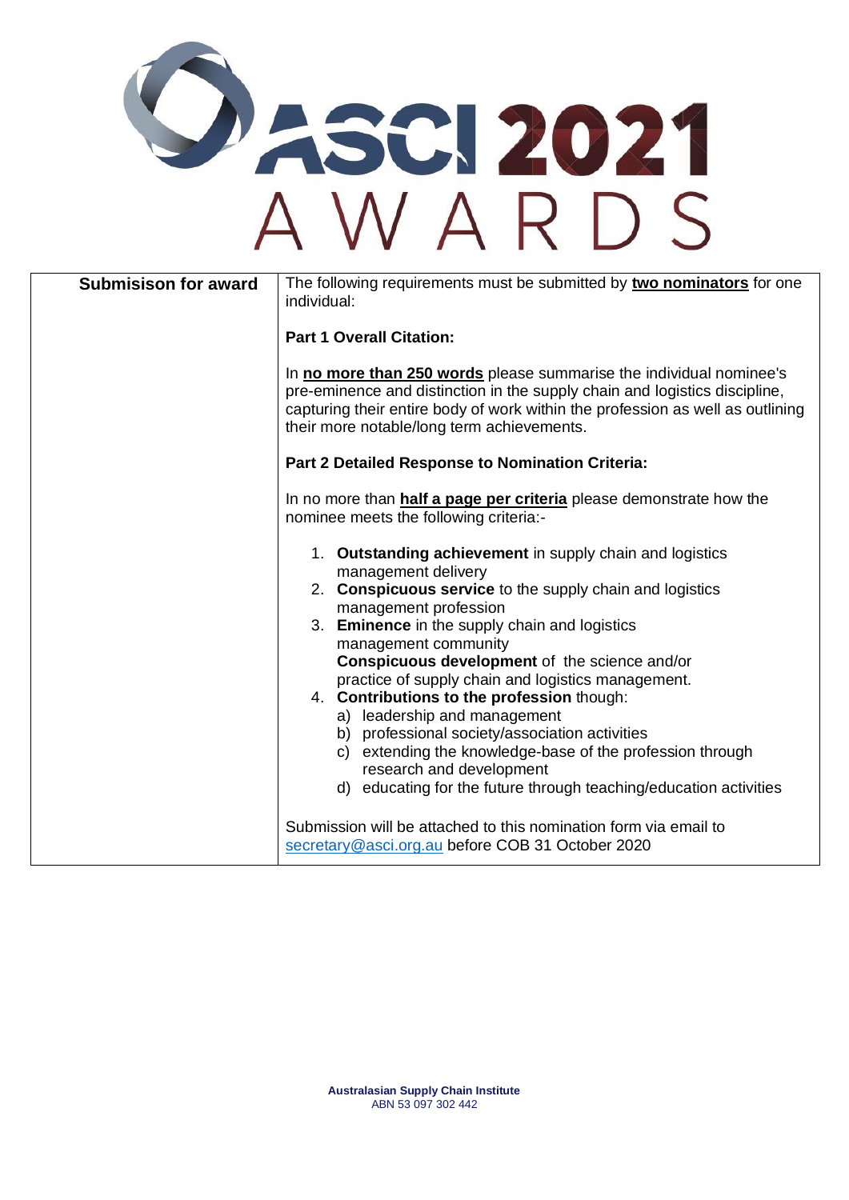# ASCI 2021 AWARDS

| | |
|---|---|
| **Submisison for award** | The following requirements must be submitted by **two nominators** for one individual:<br><br>**Part 1 Overall Citation:**<br><br>In **no more than 250 words** please summarise the individual nominee's pre-eminence and distinction in the supply chain and logistics discipline, capturing their entire body of work within the profession as well as outlining their more notable/long term achievements.<br><br>**Part 2 Detailed Response to Nomination Criteria:**<br><br>In no more than **half a page per criteria** please demonstrate how the nominee meets the following criteria:-<br><br>1. **Outstanding achievement** in supply chain and logistics management delivery<br>2. **Conspicuous service** to the supply chain and logistics management profession<br>3. **Eminence** in the supply chain and logistics management community<br>**Conspicuous development** of the science and/or practice of supply chain and logistics management.<br>4. **Contributions to the profession** though:<br>a) leadership and management<br>b) professional society/association activities<br>c) extending the knowledge-base of the profession through research and development<br>d) educating for the future through teaching/education activities<br><br>Submission will be attached to this nomination form via email to secretary@asci.org.au before COB 31 October 2020 |

**Australasian Supply Chain Institute**
ABN 53 097 302 442